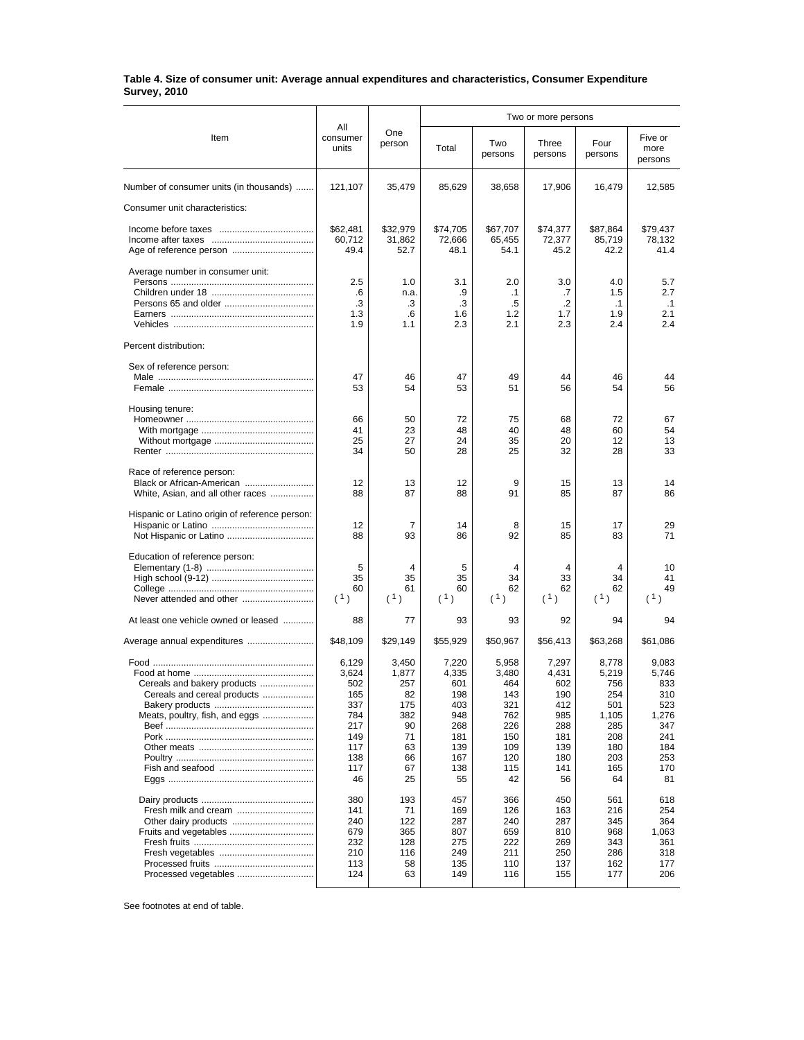**Table 4. Size of consumer unit: Average annual expenditures and characteristics, Consumer Expenditure Survey, 2010**

| Item | All consumer units | One person | Two or more persons | | | | |
|---|---|---|---|---|---|---|---|
| | | | Total | Two persons | Three persons | Four persons | Five or more persons |
| Number of consumer units (in thousands) | 121,107 | 35,479 | 85,629 | 38,658 | 17,906 | 16,479 | 12,585 |
| Consumer unit characteristics: | | | | | | | |
| Income before taxes | $62,481 | $32,979 | $74,705 | $67,707 | $74,377 | $87,864 | $79,437 |
| Income after taxes | 60,712 | 31,862 | 72,666 | 65,455 | 72,377 | 85,719 | 78,132 |
| Age of reference person | 49.4 | 52.7 | 48.1 | 54.1 | 45.2 | 42.2 | 41.4 |
| Average number in consumer unit: | | | | | | | |
| Persons | 2.5 | 1.0 | 3.1 | 2.0 | 3.0 | 4.0 | 5.7 |
| Children under 18 | .6 | n.a. | .9 | .1 | .7 | 1.5 | 2.7 |
| Persons 65 and older | .3 | .3 | .3 | .5 | .2 | .1 | .1 |
| Earners | 1.3 | .6 | 1.6 | 1.2 | 1.7 | 1.9 | 2.1 |
| Vehicles | 1.9 | 1.1 | 2.3 | 2.1 | 2.3 | 2.4 | 2.4 |
| Percent distribution: | | | | | | | |
| Sex of reference person: | | | | | | | |
| Male | 47 | 46 | 47 | 49 | 44 | 46 | 44 |
| Female | 53 | 54 | 53 | 51 | 56 | 54 | 56 |
| Housing tenure: | | | | | | | |
| Homeowner | 66 | 50 | 72 | 75 | 68 | 72 | 67 |
| With mortgage | 41 | 23 | 48 | 40 | 48 | 60 | 54 |
| Without mortgage | 25 | 27 | 24 | 35 | 20 | 12 | 13 |
| Renter | 34 | 50 | 28 | 25 | 32 | 28 | 33 |
| Race of reference person: | | | | | | | |
| Black or African-American | 12 | 13 | 12 | 9 | 15 | 13 | 14 |
| White, Asian, and all other races | 88 | 87 | 88 | 91 | 85 | 87 | 86 |
| Hispanic or Latino origin of reference person: | | | | | | | |
| Hispanic or Latino | 12 | 7 | 14 | 8 | 15 | 17 | 29 |
| Not Hispanic or Latino | 88 | 93 | 86 | 92 | 85 | 83 | 71 |
| Education of reference person: | | | | | | | |
| Elementary (1-8) | 5 | 4 | 5 | 4 | 4 | 4 | 10 |
| High school (9-12) | 35 | 35 | 35 | 34 | 33 | 34 | 41 |
| College | 60 | 61 | 60 | 62 | 62 | 62 | 49 |
| Never attended and other | (1) | (1) | (1) | (1) | (1) | (1) | (1) |
| At least one vehicle owned or leased | 88 | 77 | 93 | 93 | 92 | 94 | 94 |
| Average annual expenditures | $48,109 | $29,149 | $55,929 | $50,967 | $56,413 | $63,268 | $61,086 |
| Food | 6,129 | 3,450 | 7,220 | 5,958 | 7,297 | 8,778 | 9,083 |
| Food at home | 3,624 | 1,877 | 4,335 | 3,480 | 4,431 | 5,219 | 5,746 |
| Cereals and bakery products | 502 | 257 | 601 | 464 | 602 | 756 | 833 |
| Cereals and cereal products | 165 | 82 | 198 | 143 | 190 | 254 | 310 |
| Bakery products | 337 | 175 | 403 | 321 | 412 | 501 | 523 |
| Meats, poultry, fish, and eggs | 784 | 382 | 948 | 762 | 985 | 1,105 | 1,276 |
| Beef | 217 | 90 | 268 | 226 | 288 | 285 | 347 |
| Pork | 149 | 71 | 181 | 150 | 181 | 208 | 241 |
| Other meats | 117 | 63 | 139 | 109 | 139 | 180 | 184 |
| Poultry | 138 | 66 | 167 | 120 | 180 | 203 | 253 |
| Fish and seafood | 117 | 67 | 138 | 115 | 141 | 165 | 170 |
| Eggs | 46 | 25 | 55 | 42 | 56 | 64 | 81 |
| Dairy products | 380 | 193 | 457 | 366 | 450 | 561 | 618 |
| Fresh milk and cream | 141 | 71 | 169 | 126 | 163 | 216 | 254 |
| Other dairy products | 240 | 122 | 287 | 240 | 287 | 345 | 364 |
| Fruits and vegetables | 679 | 365 | 807 | 659 | 810 | 968 | 1,063 |
| Fresh fruits | 232 | 128 | 275 | 222 | 269 | 343 | 361 |
| Fresh vegetables | 210 | 116 | 249 | 211 | 250 | 286 | 318 |
| Processed fruits | 113 | 58 | 135 | 110 | 137 | 162 | 177 |
| Processed vegetables | 124 | 63 | 149 | 116 | 155 | 177 | 206 |

See footnotes at end of table.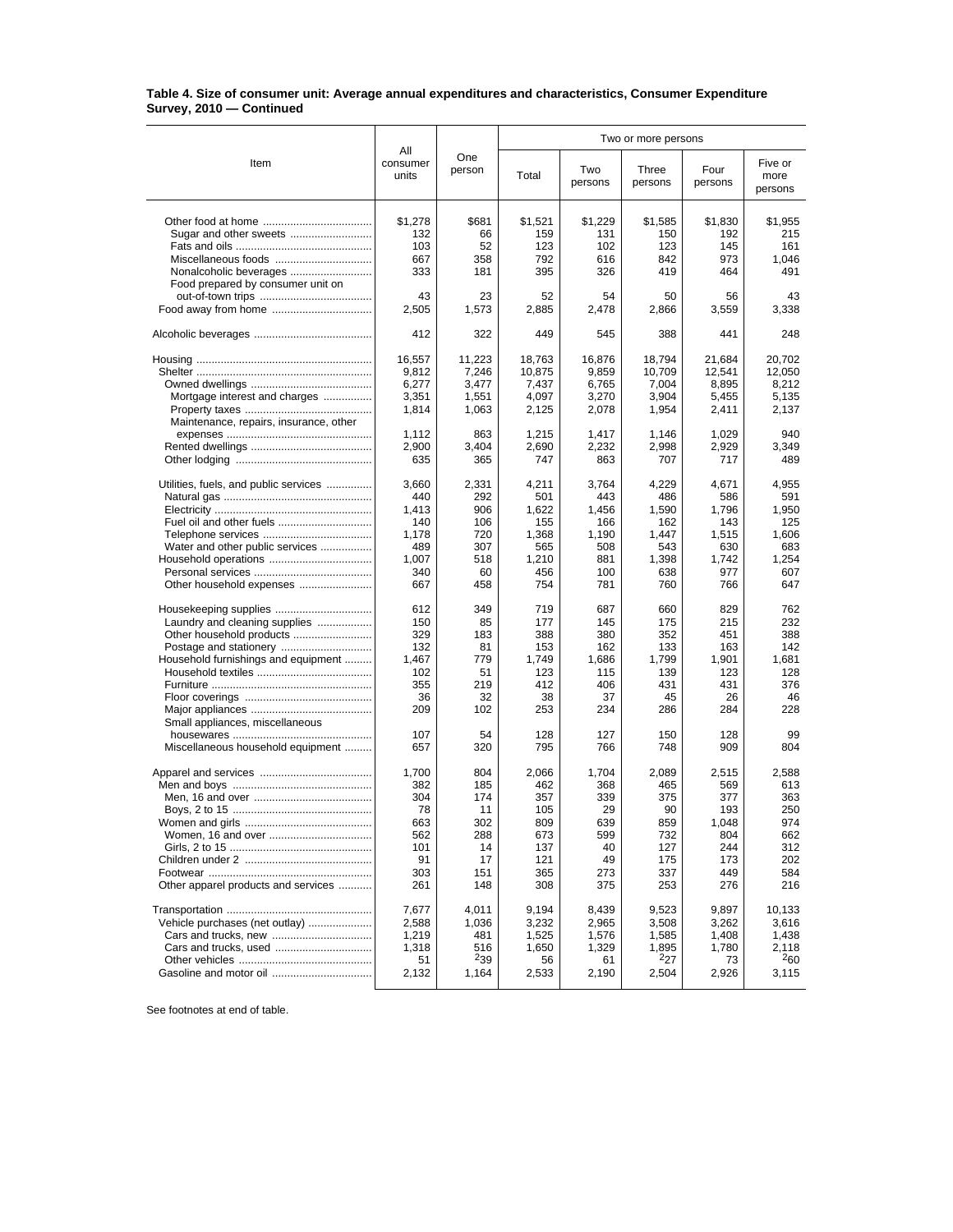**Table 4. Size of consumer unit: Average annual expenditures and characteristics, Consumer Expenditure Survey, 2010 — Continued**

| Item | All consumer units | One person | Two or more persons: Total | Two persons | Three persons | Four persons | Five or more persons |
|---|---|---|---|---|---|---|---|
| Other food at home | $1,278 | $681 | $1,521 | $1,229 | $1,585 | $1,830 | $1,955 |
| Sugar and other sweets | 132 | 66 | 159 | 131 | 150 | 192 | 215 |
| Fats and oils | 103 | 52 | 123 | 102 | 123 | 145 | 161 |
| Miscellaneous foods | 667 | 358 | 792 | 616 | 842 | 973 | 1,046 |
| Nonalcoholic beverages | 333 | 181 | 395 | 326 | 419 | 464 | 491 |
| Food prepared by consumer unit on out-of-town trips | 43 | 23 | 52 | 54 | 50 | 56 | 43 |
| Food away from home | 2,505 | 1,573 | 2,885 | 2,478 | 2,866 | 3,559 | 3,338 |
| Alcoholic beverages | 412 | 322 | 449 | 545 | 388 | 441 | 248 |
| Housing | 16,557 | 11,223 | 18,763 | 16,876 | 18,794 | 21,684 | 20,702 |
| Shelter | 9,812 | 7,246 | 10,875 | 9,859 | 10,709 | 12,541 | 12,050 |
| Owned dwellings | 6,277 | 3,477 | 7,437 | 6,765 | 7,004 | 8,895 | 8,212 |
| Mortgage interest and charges | 3,351 | 1,551 | 4,097 | 3,270 | 3,904 | 5,455 | 5,135 |
| Property taxes | 1,814 | 1,063 | 2,125 | 2,078 | 1,954 | 2,411 | 2,137 |
| Maintenance, repairs, insurance, other expenses | 1,112 | 863 | 1,215 | 1,417 | 1,146 | 1,029 | 940 |
| Rented dwellings | 2,900 | 3,404 | 2,690 | 2,232 | 2,998 | 2,929 | 3,349 |
| Other lodging | 635 | 365 | 747 | 863 | 707 | 717 | 489 |
| Utilities, fuels, and public services | 3,660 | 2,331 | 4,211 | 3,764 | 4,229 | 4,671 | 4,955 |
| Natural gas | 440 | 292 | 501 | 443 | 486 | 586 | 591 |
| Electricity | 1,413 | 906 | 1,622 | 1,456 | 1,590 | 1,796 | 1,950 |
| Fuel oil and other fuels | 140 | 106 | 155 | 166 | 162 | 143 | 125 |
| Telephone services | 1,178 | 720 | 1,368 | 1,190 | 1,447 | 1,515 | 1,606 |
| Water and other public services | 489 | 307 | 565 | 508 | 543 | 630 | 683 |
| Household operations | 1,007 | 518 | 1,210 | 881 | 1,398 | 1,742 | 1,254 |
| Personal services | 340 | 60 | 456 | 100 | 638 | 977 | 607 |
| Other household expenses | 667 | 458 | 754 | 781 | 760 | 766 | 647 |
| Housekeeping supplies | 612 | 349 | 719 | 687 | 660 | 829 | 762 |
| Laundry and cleaning supplies | 150 | 85 | 177 | 145 | 175 | 215 | 232 |
| Other household products | 329 | 183 | 388 | 380 | 352 | 451 | 388 |
| Postage and stationery | 132 | 81 | 153 | 162 | 133 | 163 | 142 |
| Household furnishings and equipment | 1,467 | 779 | 1,749 | 1,686 | 1,799 | 1,901 | 1,681 |
| Household textiles | 102 | 51 | 123 | 115 | 139 | 123 | 128 |
| Furniture | 355 | 219 | 412 | 406 | 431 | 431 | 376 |
| Floor coverings | 36 | 32 | 38 | 37 | 45 | 26 | 46 |
| Major appliances | 209 | 102 | 253 | 234 | 286 | 284 | 228 |
| Small appliances, miscellaneous housewares | 107 | 54 | 128 | 127 | 150 | 128 | 99 |
| Miscellaneous household equipment | 657 | 320 | 795 | 766 | 748 | 909 | 804 |
| Apparel and services | 1,700 | 804 | 2,066 | 1,704 | 2,089 | 2,515 | 2,588 |
| Men and boys | 382 | 185 | 462 | 368 | 465 | 569 | 613 |
| Men, 16 and over | 304 | 174 | 357 | 339 | 375 | 377 | 363 |
| Boys, 2 to 15 | 78 | 11 | 105 | 29 | 90 | 193 | 250 |
| Women and girls | 663 | 302 | 809 | 639 | 859 | 1,048 | 974 |
| Women, 16 and over | 562 | 288 | 673 | 599 | 732 | 804 | 662 |
| Girls, 2 to 15 | 101 | 14 | 137 | 40 | 127 | 244 | 312 |
| Children under 2 | 91 | 17 | 121 | 49 | 175 | 173 | 202 |
| Footwear | 303 | 151 | 365 | 273 | 337 | 449 | 584 |
| Other apparel products and services | 261 | 148 | 308 | 375 | 253 | 276 | 216 |
| Transportation | 7,677 | 4,011 | 9,194 | 8,439 | 9,523 | 9,897 | 10,133 |
| Vehicle purchases (net outlay) | 2,588 | 1,036 | 3,232 | 2,965 | 3,508 | 3,262 | 3,616 |
| Cars and trucks, new | 1,219 | 481 | 1,525 | 1,576 | 1,585 | 1,408 | 1,438 |
| Cars and trucks, used | 1,318 | 516 | 1,650 | 1,329 | 1,895 | 1,780 | 2,118 |
| Other vehicles | 51 | [2]39 | 56 | 61 | [2]27 | 73 | [2]60 |
| Gasoline and motor oil | 2,132 | 1,164 | 2,533 | 2,190 | 2,504 | 2,926 | 3,115 |

See footnotes at end of table.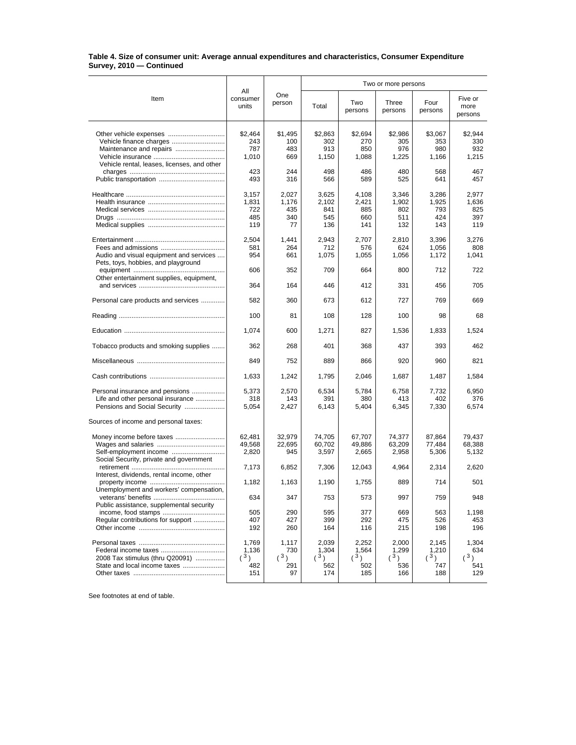**Table 4. Size of consumer unit: Average annual expenditures and characteristics, Consumer Expenditure Survey, 2010 — Continued**

| Item | All consumer units | One person | Two or more persons | | | | |
|---|---|---|---|---|---|---|---|
| | | | Total | Two persons | Three persons | Four persons | Five or more persons |
| Other vehicle expenses | $2,464 | $1,495 | $2,863 | $2,694 | $2,986 | $3,067 | $2,944 |
| Vehicle finance charges | 243 | 100 | 302 | 270 | 305 | 353 | 330 |
| Maintenance and repairs | 787 | 483 | 913 | 850 | 976 | 980 | 932 |
| Vehicle insurance | 1,010 | 669 | 1,150 | 1,088 | 1,225 | 1,166 | 1,215 |
| Vehicle rental, leases, licenses, and other charges | 423 | 244 | 498 | 486 | 480 | 568 | 467 |
| Public transportation | 493 | 316 | 566 | 589 | 525 | 641 | 457 |
| Healthcare | 3,157 | 2,027 | 3,625 | 4,108 | 3,346 | 3,286 | 2,977 |
| Health insurance | 1,831 | 1,176 | 2,102 | 2,421 | 1,902 | 1,925 | 1,636 |
| Medical services | 722 | 435 | 841 | 885 | 802 | 793 | 825 |
| Drugs | 485 | 340 | 545 | 660 | 511 | 424 | 397 |
| Medical supplies | 119 | 77 | 136 | 141 | 132 | 143 | 119 |
| Entertainment | 2,504 | 1,441 | 2,943 | 2,707 | 2,810 | 3,396 | 3,276 |
| Fees and admissions | 581 | 264 | 712 | 576 | 624 | 1,056 | 808 |
| Audio and visual equipment and services | 954 | 661 | 1,075 | 1,055 | 1,056 | 1,172 | 1,041 |
| Pets, toys, hobbies, and playground equipment | 606 | 352 | 709 | 664 | 800 | 712 | 722 |
| Other entertainment supplies, equipment, and services | 364 | 164 | 446 | 412 | 331 | 456 | 705 |
| Personal care products and services | 582 | 360 | 673 | 612 | 727 | 769 | 669 |
| Reading | 100 | 81 | 108 | 128 | 100 | 98 | 68 |
| Education | 1,074 | 600 | 1,271 | 827 | 1,536 | 1,833 | 1,524 |
| Tobacco products and smoking supplies | 362 | 268 | 401 | 368 | 437 | 393 | 462 |
| Miscellaneous | 849 | 752 | 889 | 866 | 920 | 960 | 821 |
| Cash contributions | 1,633 | 1,242 | 1,795 | 2,046 | 1,687 | 1,487 | 1,584 |
| Personal insurance and pensions | 5,373 | 2,570 | 6,534 | 5,784 | 6,758 | 7,732 | 6,950 |
| Life and other personal insurance | 318 | 143 | 391 | 380 | 413 | 402 | 376 |
| Pensions and Social Security | 5,054 | 2,427 | 6,143 | 5,404 | 6,345 | 7,330 | 6,574 |
| Sources of income and personal taxes: | | | | | | | |
| Money income before taxes | 62,481 | 32,979 | 74,705 | 67,707 | 74,377 | 87,864 | 79,437 |
| Wages and salaries | 49,568 | 22,695 | 60,702 | 49,886 | 63,209 | 77,484 | 68,388 |
| Self-employment income | 2,820 | 945 | 3,597 | 2,665 | 2,958 | 5,306 | 5,132 |
| Social Security, private and government retirement | 7,173 | 6,852 | 7,306 | 12,043 | 4,964 | 2,314 | 2,620 |
| Interest, dividends, rental income, other property income | 1,182 | 1,163 | 1,190 | 1,755 | 889 | 714 | 501 |
| Unemployment and workers' compensation, veterans' benefits | 634 | 347 | 753 | 573 | 997 | 759 | 948 |
| Public assistance, supplemental security income, food stamps | 505 | 290 | 595 | 377 | 669 | 563 | 1,198 |
| Regular contributions for support | 407 | 427 | 399 | 292 | 475 | 526 | 453 |
| Other income | 192 | 260 | 164 | 116 | 215 | 198 | 196 |
| Personal taxes | 1,769 | 1,117 | 2,039 | 2,252 | 2,000 | 2,145 | 1,304 |
| Federal income taxes | 1,136 | 730 | 1,304 | 1,564 | 1,299 | 1,210 | 634 |
| 2008 Tax stimulus (thru Q20091) | ([3]) | ([3]) | ([3]) | ([3]) | ([3]) | ([3]) | ([3]) |
| State and local income taxes | 482 | 291 | 562 | 502 | 536 | 747 | 541 |
| Other taxes | 151 | 97 | 174 | 185 | 166 | 188 | 129 |

See footnotes at end of table.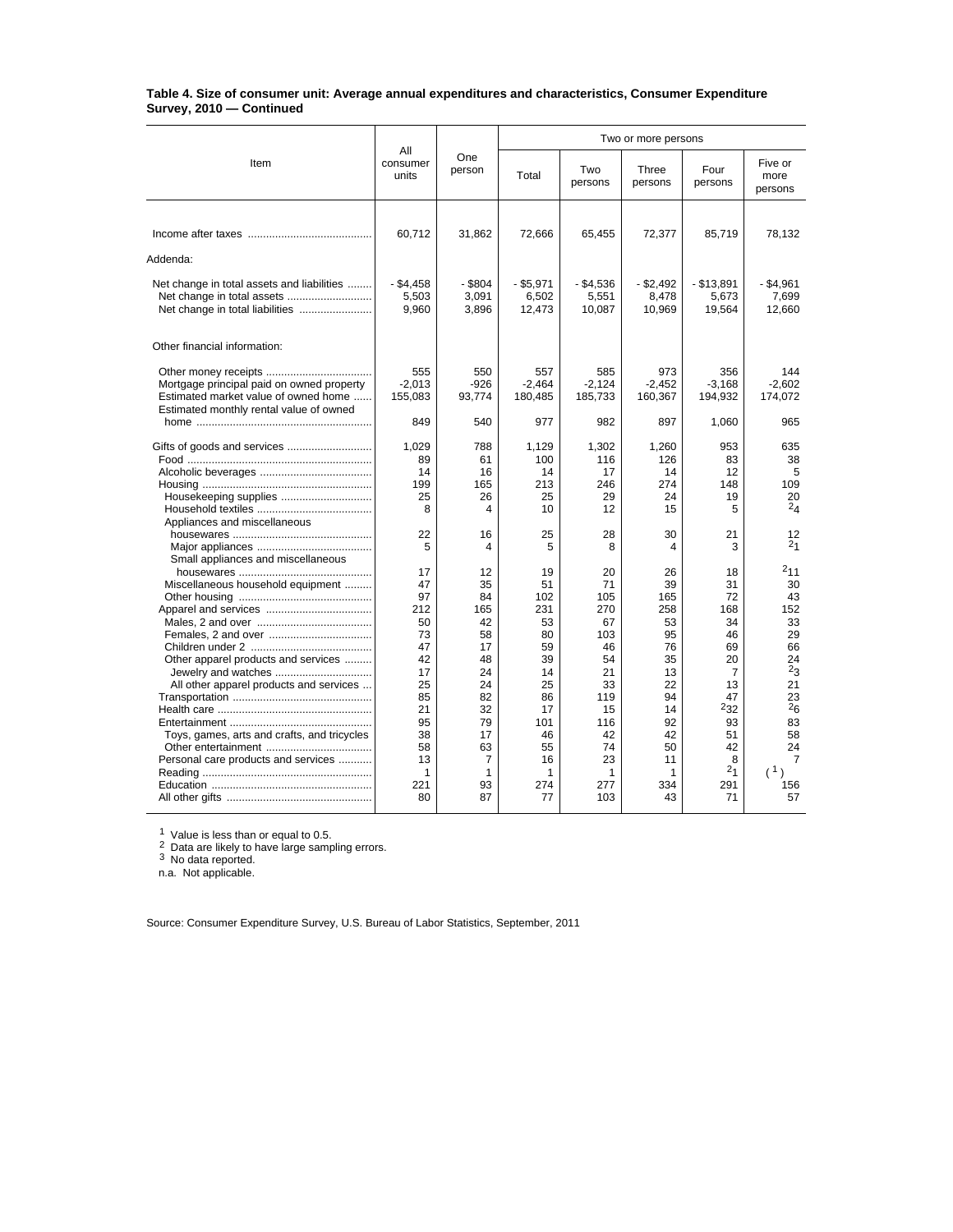**Table 4. Size of consumer unit: Average annual expenditures and characteristics, Consumer Expenditure Survey, 2010 — Continued**

| Item | All consumer units | One person | Two or more persons | | | | |
|---|---|---|---|---|---|---|---|
| | | | Total | Two persons | Three persons | Four persons | Five or more persons |
| Income after taxes | 60,712 | 31,862 | 72,666 | 65,455 | 72,377 | 85,719 | 78,132 |
| Addenda: | | | | | | | |
| Net change in total assets and liabilities | - $4,458 | - $804 | - $5,971 | - $4,536 | - $2,492 | - $13,891 | - $4,961 |
| Net change in total assets | 5,503 | 3,091 | 6,502 | 5,551 | 8,478 | 5,673 | 7,699 |
| Net change in total liabilities | 9,960 | 3,896 | 12,473 | 10,087 | 10,969 | 19,564 | 12,660 |
| Other financial information: | | | | | | | |
| Other money receipts | 555 | 550 | 557 | 585 | 973 | 356 | 144 |
| Mortgage principal paid on owned property | -2,013 | -926 | -2,464 | -2,124 | -2,452 | -3,168 | -2,602 |
| Estimated market value of owned home | 155,083 | 93,774 | 180,485 | 185,733 | 160,367 | 194,932 | 174,072 |
| Estimated monthly rental value of owned home | 849 | 540 | 977 | 982 | 897 | 1,060 | 965 |
| Gifts of goods and services | 1,029 | 788 | 1,129 | 1,302 | 1,260 | 953 | 635 |
| Food | 89 | 61 | 100 | 116 | 126 | 83 | 38 |
| Alcoholic beverages | 14 | 16 | 14 | 17 | 14 | 12 | 5 |
| Housing | 199 | 165 | 213 | 246 | 274 | 148 | 109 |
| Housekeeping supplies | 25 | 26 | 25 | 29 | 24 | 19 | 20 |
| Household textiles | 8 | 4 | 10 | 12 | 15 | 5 | [2]4 |
| Appliances and miscellaneous housewares | 22 | 16 | 25 | 28 | 30 | 21 | 12 |
| Major appliances | 5 | 4 | 5 | 8 | 4 | 3 | [2]1 |
| Small appliances and miscellaneous housewares | 17 | 12 | 19 | 20 | 26 | 18 | [2]11 |
| Miscellaneous household equipment | 47 | 35 | 51 | 71 | 39 | 31 | 30 |
| Other housing | 97 | 84 | 102 | 105 | 165 | 72 | 43 |
| Apparel and services | 212 | 165 | 231 | 270 | 258 | 168 | 152 |
| Males, 2 and over | 50 | 42 | 53 | 67 | 53 | 34 | 33 |
| Females, 2 and over | 73 | 58 | 80 | 103 | 95 | 46 | 29 |
| Children under 2 | 47 | 17 | 59 | 46 | 76 | 69 | 66 |
| Other apparel products and services | 42 | 48 | 39 | 54 | 35 | 20 | 24 |
| Jewelry and watches | 17 | 24 | 14 | 21 | 13 | 7 | [2]3 |
| All other apparel products and services | 25 | 24 | 25 | 33 | 22 | 13 | 21 |
| Transportation | 85 | 82 | 86 | 119 | 94 | 47 | 23 |
| Health care | 21 | 32 | 17 | 15 | 14 | [2]32 | [2]6 |
| Entertainment | 95 | 79 | 101 | 116 | 92 | 93 | 83 |
| Toys, games, arts and crafts, and tricycles | 38 | 17 | 46 | 42 | 42 | 51 | 58 |
| Other entertainment | 58 | 63 | 55 | 74 | 50 | 42 | 24 |
| Personal care products and services | 13 | 7 | 16 | 23 | 11 | 8 | 7 |
| Reading | 1 | 1 | 1 | 1 | 1 | [2]1 | ([1]) |
| Education | 221 | 93 | 274 | 277 | 334 | 291 | 156 |
| All other gifts | 80 | 87 | 77 | 103 | 43 | 71 | 57 |

[1] Value is less than or equal to 0.5.
[2] Data are likely to have large sampling errors.
[3] No data reported.
n.a. Not applicable.

Source: Consumer Expenditure Survey, U.S. Bureau of Labor Statistics, September, 2011